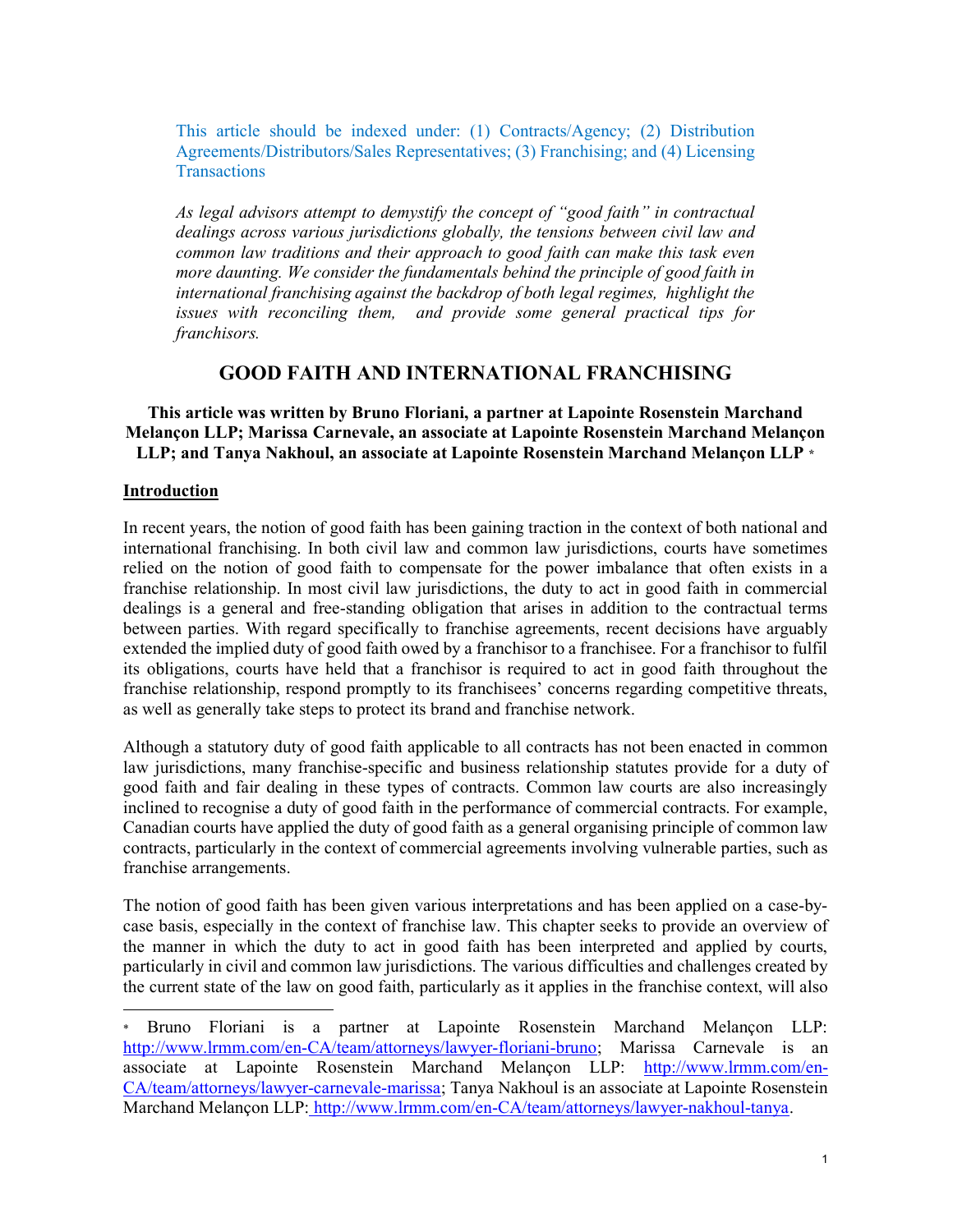This article should be indexed under: (1) Contracts/Agency; (2) Distribution Agreements/Distributors/Sales Representatives; (3) Franchising; and (4) Licensing Transactions

*As legal advisors attempt to demystify the concept of "good faith" in contractual dealings across various jurisdictions globally, the tensions between civil law and common law traditions and their approach to good faith can make this task even more daunting. We consider the fundamentals behind the principle of good faith in international franchising against the backdrop of both legal regimes, highlight the issues with reconciling them, and provide some general practical tips for franchisors.*

# GOOD FAITH AND INTERNATIONAL FRANCHISING

**This article was written by Bruno Floriani, a partner at Lapointe Rosenstein Marchand Melançon LLP; Marissa Carnevale, an associate at Lapointe Rosenstein Marchand Melançon LLP; and Tanya Nakhoul, an associate at Lapointe Rosenstein Marchand Melançon LLP** [*]

## Introduction

In recent years, the notion of good faith has been gaining traction in the context of both national and international franchising. In both civil law and common law jurisdictions, courts have sometimes relied on the notion of good faith to compensate for the power imbalance that often exists in a franchise relationship. In most civil law jurisdictions, the duty to act in good faith in commercial dealings is a general and free-standing obligation that arises in addition to the contractual terms between parties. With regard specifically to franchise agreements, recent decisions have arguably extended the implied duty of good faith owed by a franchisor to a franchisee. For a franchisor to fulfil its obligations, courts have held that a franchisor is required to act in good faith throughout the franchise relationship, respond promptly to its franchisees' concerns regarding competitive threats, as well as generally take steps to protect its brand and franchise network.

Although a statutory duty of good faith applicable to all contracts has not been enacted in common law jurisdictions, many franchise-specific and business relationship statutes provide for a duty of good faith and fair dealing in these types of contracts. Common law courts are also increasingly inclined to recognise a duty of good faith in the performance of commercial contracts. For example, Canadian courts have applied the duty of good faith as a general organising principle of common law contracts, particularly in the context of commercial agreements involving vulnerable parties, such as franchise arrangements.

The notion of good faith has been given various interpretations and has been applied on a case-by-case basis, especially in the context of franchise law. This chapter seeks to provide an overview of the manner in which the duty to act in good faith has been interpreted and applied by courts, particularly in civil and common law jurisdictions. The various difficulties and challenges created by the current state of the law on good faith, particularly as it applies in the franchise context, will also

---

[*] Bruno Floriani is a partner at Lapointe Rosenstein Marchand Melançon LLP: http://www.lrmm.com/en-CA/team/attorneys/lawyer-floriani-bruno; Marissa Carnevale is an associate at Lapointe Rosenstein Marchand Melançon LLP: http://www.lrmm.com/en-CA/team/attorneys/lawyer-carnevale-marissa; Tanya Nakhoul is an associate at Lapointe Rosenstein Marchand Melançon LLP: http://www.lrmm.com/en-CA/team/attorneys/lawyer-nakhoul-tanya.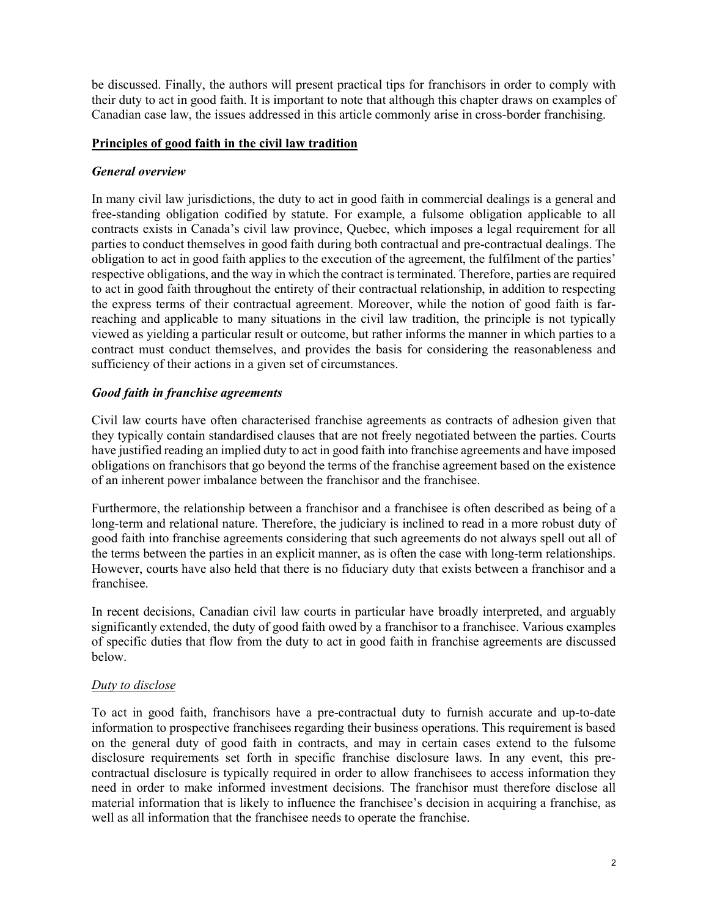be discussed. Finally, the authors will present practical tips for franchisors in order to comply with their duty to act in good faith. It is important to note that although this chapter draws on examples of Canadian case law, the issues addressed in this article commonly arise in cross-border franchising.

## **Principles of good faith in the civil law tradition**

### ***General overview***

In many civil law jurisdictions, the duty to act in good faith in commercial dealings is a general and free-standing obligation codified by statute. For example, a fulsome obligation applicable to all contracts exists in Canada's civil law province, Quebec, which imposes a legal requirement for all parties to conduct themselves in good faith during both contractual and pre-contractual dealings. The obligation to act in good faith applies to the execution of the agreement, the fulfilment of the parties' respective obligations, and the way in which the contract is terminated. Therefore, parties are required to act in good faith throughout the entirety of their contractual relationship, in addition to respecting the express terms of their contractual agreement. Moreover, while the notion of good faith is far-reaching and applicable to many situations in the civil law tradition, the principle is not typically viewed as yielding a particular result or outcome, but rather informs the manner in which parties to a contract must conduct themselves, and provides the basis for considering the reasonableness and sufficiency of their actions in a given set of circumstances.

### ***Good faith in franchise agreements***

Civil law courts have often characterised franchise agreements as contracts of adhesion given that they typically contain standardised clauses that are not freely negotiated between the parties. Courts have justified reading an implied duty to act in good faith into franchise agreements and have imposed obligations on franchisors that go beyond the terms of the franchise agreement based on the existence of an inherent power imbalance between the franchisor and the franchisee.

Furthermore, the relationship between a franchisor and a franchisee is often described as being of a long-term and relational nature. Therefore, the judiciary is inclined to read in a more robust duty of good faith into franchise agreements considering that such agreements do not always spell out all of the terms between the parties in an explicit manner, as is often the case with long-term relationships. However, courts have also held that there is no fiduciary duty that exists between a franchisor and a franchisee.

In recent decisions, Canadian civil law courts in particular have broadly interpreted, and arguably significantly extended, the duty of good faith owed by a franchisor to a franchisee. Various examples of specific duties that flow from the duty to act in good faith in franchise agreements are discussed below.

#### Duty to disclose

To act in good faith, franchisors have a pre-contractual duty to furnish accurate and up-to-date information to prospective franchisees regarding their business operations. This requirement is based on the general duty of good faith in contracts, and may in certain cases extend to the fulsome disclosure requirements set forth in specific franchise disclosure laws. In any event, this pre-contractual disclosure is typically required in order to allow franchisees to access information they need in order to make informed investment decisions. The franchisor must therefore disclose all material information that is likely to influence the franchisee's decision in acquiring a franchise, as well as all information that the franchisee needs to operate the franchise.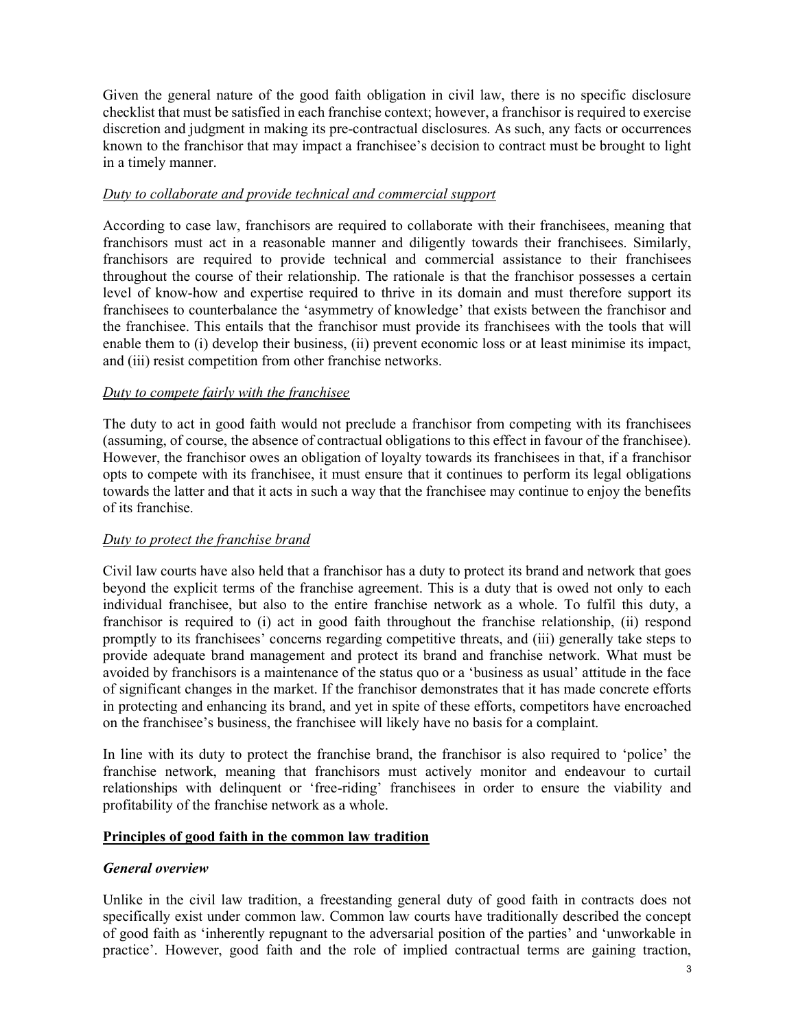Given the general nature of the good faith obligation in civil law, there is no specific disclosure checklist that must be satisfied in each franchise context; however, a franchisor is required to exercise discretion and judgment in making its pre-contractual disclosures. As such, any facts or occurrences known to the franchisor that may impact a franchisee's decision to contract must be brought to light in a timely manner.

<u>*Duty to collaborate and provide technical and commercial support*</u>

According to case law, franchisors are required to collaborate with their franchisees, meaning that franchisors must act in a reasonable manner and diligently towards their franchisees. Similarly, franchisors are required to provide technical and commercial assistance to their franchisees throughout the course of their relationship. The rationale is that the franchisor possesses a certain level of know-how and expertise required to thrive in its domain and must therefore support its franchisees to counterbalance the 'asymmetry of knowledge' that exists between the franchisor and the franchisee. This entails that the franchisor must provide its franchisees with the tools that will enable them to (i) develop their business, (ii) prevent economic loss or at least minimise its impact, and (iii) resist competition from other franchise networks.

<u>*Duty to compete fairly with the franchisee*</u>

The duty to act in good faith would not preclude a franchisor from competing with its franchisees (assuming, of course, the absence of contractual obligations to this effect in favour of the franchisee). However, the franchisor owes an obligation of loyalty towards its franchisees in that, if a franchisor opts to compete with its franchisee, it must ensure that it continues to perform its legal obligations towards the latter and that it acts in such a way that the franchisee may continue to enjoy the benefits of its franchise.

<u>*Duty to protect the franchise brand*</u>

Civil law courts have also held that a franchisor has a duty to protect its brand and network that goes beyond the explicit terms of the franchise agreement. This is a duty that is owed not only to each individual franchisee, but also to the entire franchise network as a whole. To fulfil this duty, a franchisor is required to (i) act in good faith throughout the franchise relationship, (ii) respond promptly to its franchisees' concerns regarding competitive threats, and (iii) generally take steps to provide adequate brand management and protect its brand and franchise network. What must be avoided by franchisors is a maintenance of the status quo or a 'business as usual' attitude in the face of significant changes in the market. If the franchisor demonstrates that it has made concrete efforts in protecting and enhancing its brand, and yet in spite of these efforts, competitors have encroached on the franchisee's business, the franchisee will likely have no basis for a complaint.

In line with its duty to protect the franchise brand, the franchisor is also required to 'police' the franchise network, meaning that franchisors must actively monitor and endeavour to curtail relationships with delinquent or 'free-riding' franchisees in order to ensure the viability and profitability of the franchise network as a whole.

## <u>Principles of good faith in the common law tradition</u>

### *General overview*

Unlike in the civil law tradition, a freestanding general duty of good faith in contracts does not specifically exist under common law. Common law courts have traditionally described the concept of good faith as 'inherently repugnant to the adversarial position of the parties' and 'unworkable in practice'. However, good faith and the role of implied contractual terms are gaining traction,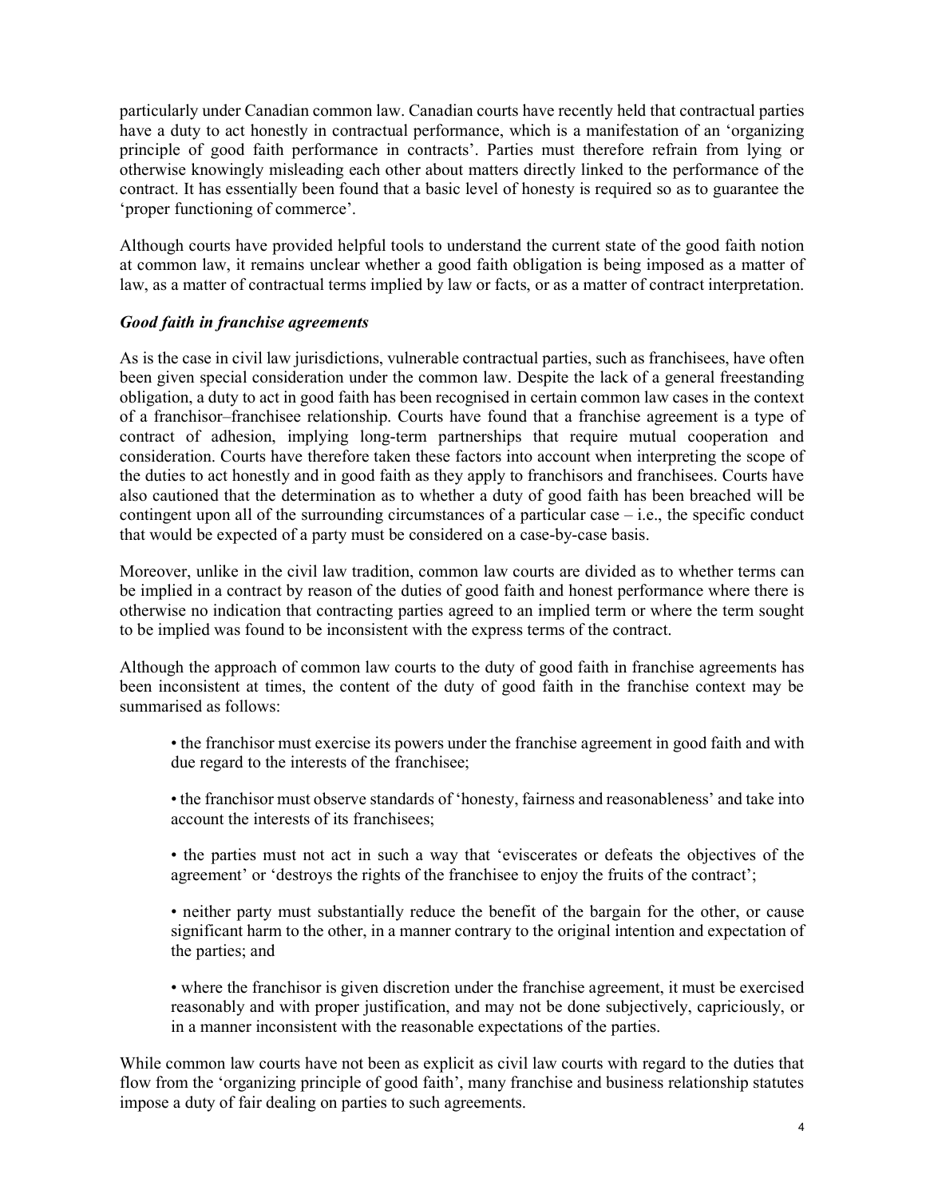particularly under Canadian common law. Canadian courts have recently held that contractual parties have a duty to act honestly in contractual performance, which is a manifestation of an 'organizing principle of good faith performance in contracts'. Parties must therefore refrain from lying or otherwise knowingly misleading each other about matters directly linked to the performance of the contract. It has essentially been found that a basic level of honesty is required so as to guarantee the 'proper functioning of commerce'.

Although courts have provided helpful tools to understand the current state of the good faith notion at common law, it remains unclear whether a good faith obligation is being imposed as a matter of law, as a matter of contractual terms implied by law or facts, or as a matter of contract interpretation.

### *Good faith in franchise agreements*

As is the case in civil law jurisdictions, vulnerable contractual parties, such as franchisees, have often been given special consideration under the common law. Despite the lack of a general freestanding obligation, a duty to act in good faith has been recognised in certain common law cases in the context of a franchisor–franchisee relationship. Courts have found that a franchise agreement is a type of contract of adhesion, implying long-term partnerships that require mutual cooperation and consideration. Courts have therefore taken these factors into account when interpreting the scope of the duties to act honestly and in good faith as they apply to franchisors and franchisees. Courts have also cautioned that the determination as to whether a duty of good faith has been breached will be contingent upon all of the surrounding circumstances of a particular case – i.e., the specific conduct that would be expected of a party must be considered on a case-by-case basis.

Moreover, unlike in the civil law tradition, common law courts are divided as to whether terms can be implied in a contract by reason of the duties of good faith and honest performance where there is otherwise no indication that contracting parties agreed to an implied term or where the term sought to be implied was found to be inconsistent with the express terms of the contract.

Although the approach of common law courts to the duty of good faith in franchise agreements has been inconsistent at times, the content of the duty of good faith in the franchise context may be summarised as follows:

- the franchisor must exercise its powers under the franchise agreement in good faith and with due regard to the interests of the franchisee;
- the franchisor must observe standards of 'honesty, fairness and reasonableness' and take into account the interests of its franchisees;
- the parties must not act in such a way that 'eviscerates or defeats the objectives of the agreement' or 'destroys the rights of the franchisee to enjoy the fruits of the contract';
- neither party must substantially reduce the benefit of the bargain for the other, or cause significant harm to the other, in a manner contrary to the original intention and expectation of the parties; and
- where the franchisor is given discretion under the franchise agreement, it must be exercised reasonably and with proper justification, and may not be done subjectively, capriciously, or in a manner inconsistent with the reasonable expectations of the parties.

While common law courts have not been as explicit as civil law courts with regard to the duties that flow from the 'organizing principle of good faith', many franchise and business relationship statutes impose a duty of fair dealing on parties to such agreements.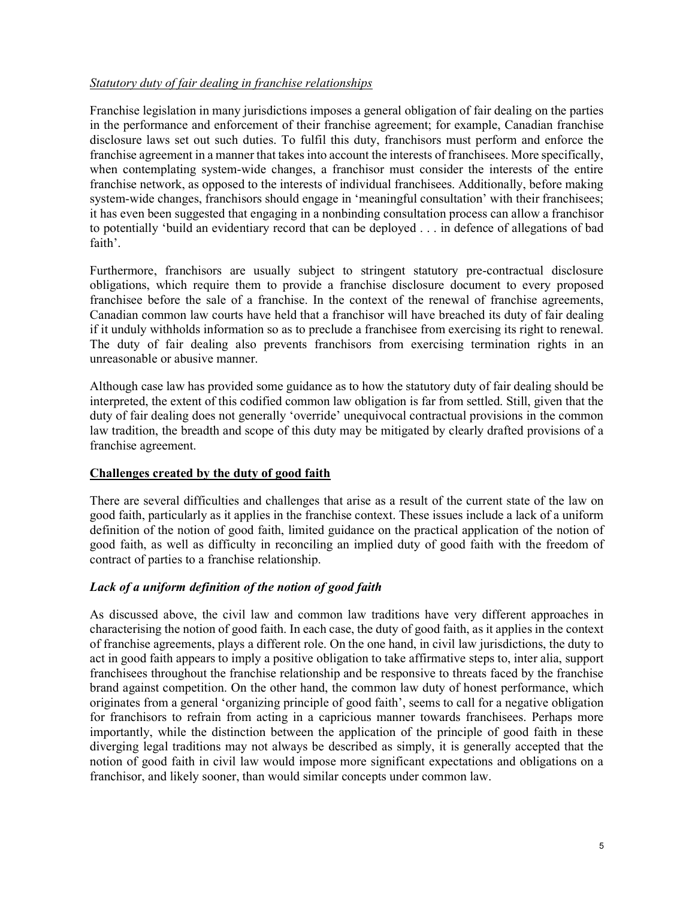*Statutory duty of fair dealing in franchise relationships*

Franchise legislation in many jurisdictions imposes a general obligation of fair dealing on the parties in the performance and enforcement of their franchise agreement; for example, Canadian franchise disclosure laws set out such duties. To fulfil this duty, franchisors must perform and enforce the franchise agreement in a manner that takes into account the interests of franchisees. More specifically, when contemplating system-wide changes, a franchisor must consider the interests of the entire franchise network, as opposed to the interests of individual franchisees. Additionally, before making system-wide changes, franchisors should engage in 'meaningful consultation' with their franchisees; it has even been suggested that engaging in a nonbinding consultation process can allow a franchisor to potentially 'build an evidentiary record that can be deployed . . . in defence of allegations of bad faith'.

Furthermore, franchisors are usually subject to stringent statutory pre-contractual disclosure obligations, which require them to provide a franchise disclosure document to every proposed franchisee before the sale of a franchise. In the context of the renewal of franchise agreements, Canadian common law courts have held that a franchisor will have breached its duty of fair dealing if it unduly withholds information so as to preclude a franchisee from exercising its right to renewal. The duty of fair dealing also prevents franchisors from exercising termination rights in an unreasonable or abusive manner.

Although case law has provided some guidance as to how the statutory duty of fair dealing should be interpreted, the extent of this codified common law obligation is far from settled. Still, given that the duty of fair dealing does not generally 'override' unequivocal contractual provisions in the common law tradition, the breadth and scope of this duty may be mitigated by clearly drafted provisions of a franchise agreement.

## **Challenges created by the duty of good faith**

There are several difficulties and challenges that arise as a result of the current state of the law on good faith, particularly as it applies in the franchise context. These issues include a lack of a uniform definition of the notion of good faith, limited guidance on the practical application of the notion of good faith, as well as difficulty in reconciling an implied duty of good faith with the freedom of contract of parties to a franchise relationship.

### ***Lack of a uniform definition of the notion of good faith***

As discussed above, the civil law and common law traditions have very different approaches in characterising the notion of good faith. In each case, the duty of good faith, as it applies in the context of franchise agreements, plays a different role. On the one hand, in civil law jurisdictions, the duty to act in good faith appears to imply a positive obligation to take affirmative steps to, inter alia, support franchisees throughout the franchise relationship and be responsive to threats faced by the franchise brand against competition. On the other hand, the common law duty of honest performance, which originates from a general 'organizing principle of good faith', seems to call for a negative obligation for franchisors to refrain from acting in a capricious manner towards franchisees. Perhaps more importantly, while the distinction between the application of the principle of good faith in these diverging legal traditions may not always be described as simply, it is generally accepted that the notion of good faith in civil law would impose more significant expectations and obligations on a franchisor, and likely sooner, than would similar concepts under common law.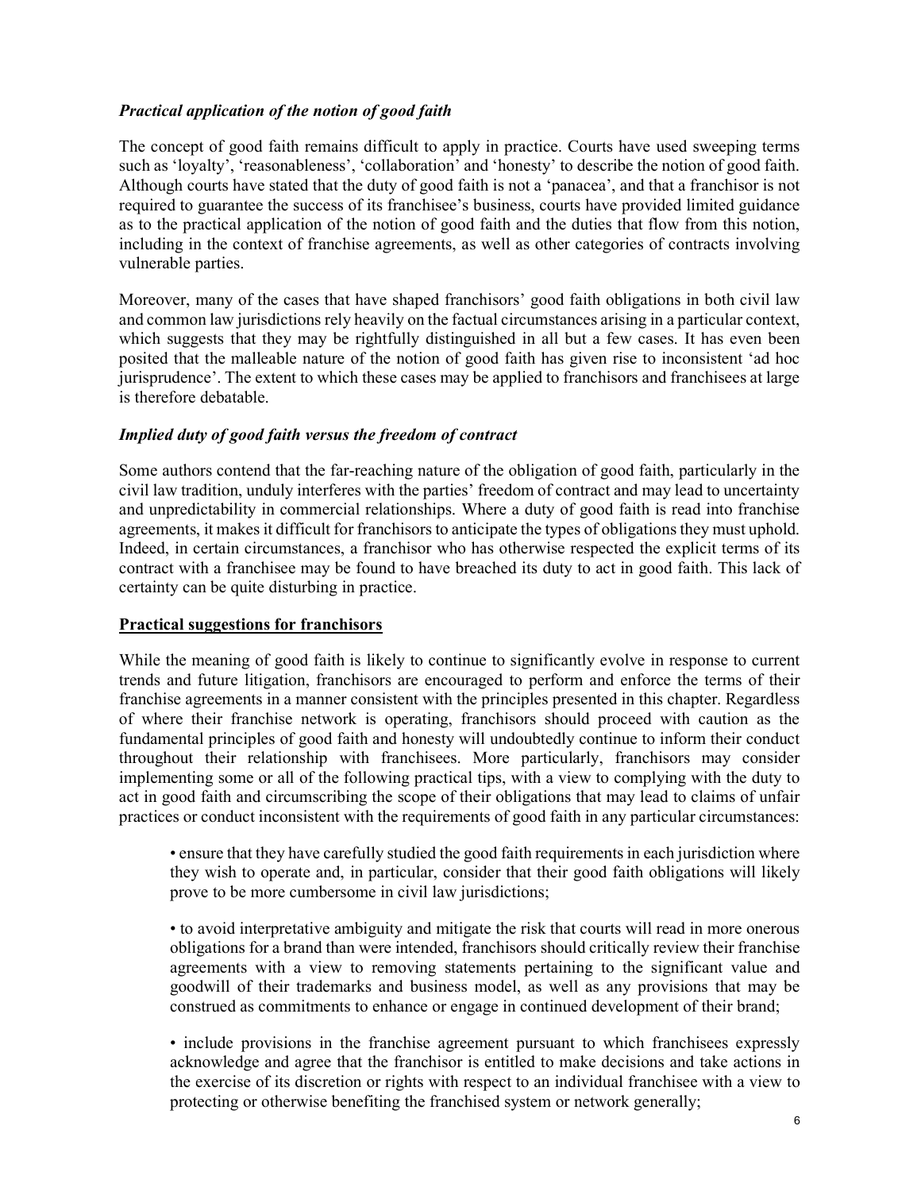### *Practical application of the notion of good faith*

The concept of good faith remains difficult to apply in practice. Courts have used sweeping terms such as 'loyalty', 'reasonableness', 'collaboration' and 'honesty' to describe the notion of good faith. Although courts have stated that the duty of good faith is not a 'panacea', and that a franchisor is not required to guarantee the success of its franchisee's business, courts have provided limited guidance as to the practical application of the notion of good faith and the duties that flow from this notion, including in the context of franchise agreements, as well as other categories of contracts involving vulnerable parties.

Moreover, many of the cases that have shaped franchisors' good faith obligations in both civil law and common law jurisdictions rely heavily on the factual circumstances arising in a particular context, which suggests that they may be rightfully distinguished in all but a few cases. It has even been posited that the malleable nature of the notion of good faith has given rise to inconsistent 'ad hoc jurisprudence'. The extent to which these cases may be applied to franchisors and franchisees at large is therefore debatable.

### *Implied duty of good faith versus the freedom of contract*

Some authors contend that the far-reaching nature of the obligation of good faith, particularly in the civil law tradition, unduly interferes with the parties' freedom of contract and may lead to uncertainty and unpredictability in commercial relationships. Where a duty of good faith is read into franchise agreements, it makes it difficult for franchisors to anticipate the types of obligations they must uphold. Indeed, in certain circumstances, a franchisor who has otherwise respected the explicit terms of its contract with a franchisee may be found to have breached its duty to act in good faith. This lack of certainty can be quite disturbing in practice.

## **Practical suggestions for franchisors**

While the meaning of good faith is likely to continue to significantly evolve in response to current trends and future litigation, franchisors are encouraged to perform and enforce the terms of their franchise agreements in a manner consistent with the principles presented in this chapter. Regardless of where their franchise network is operating, franchisors should proceed with caution as the fundamental principles of good faith and honesty will undoubtedly continue to inform their conduct throughout their relationship with franchisees. More particularly, franchisors may consider implementing some or all of the following practical tips, with a view to complying with the duty to act in good faith and circumscribing the scope of their obligations that may lead to claims of unfair practices or conduct inconsistent with the requirements of good faith in any particular circumstances:

- ensure that they have carefully studied the good faith requirements in each jurisdiction where they wish to operate and, in particular, consider that their good faith obligations will likely prove to be more cumbersome in civil law jurisdictions;

- to avoid interpretative ambiguity and mitigate the risk that courts will read in more onerous obligations for a brand than were intended, franchisors should critically review their franchise agreements with a view to removing statements pertaining to the significant value and goodwill of their trademarks and business model, as well as any provisions that may be construed as commitments to enhance or engage in continued development of their brand;

- include provisions in the franchise agreement pursuant to which franchisees expressly acknowledge and agree that the franchisor is entitled to make decisions and take actions in the exercise of its discretion or rights with respect to an individual franchisee with a view to protecting or otherwise benefiting the franchised system or network generally;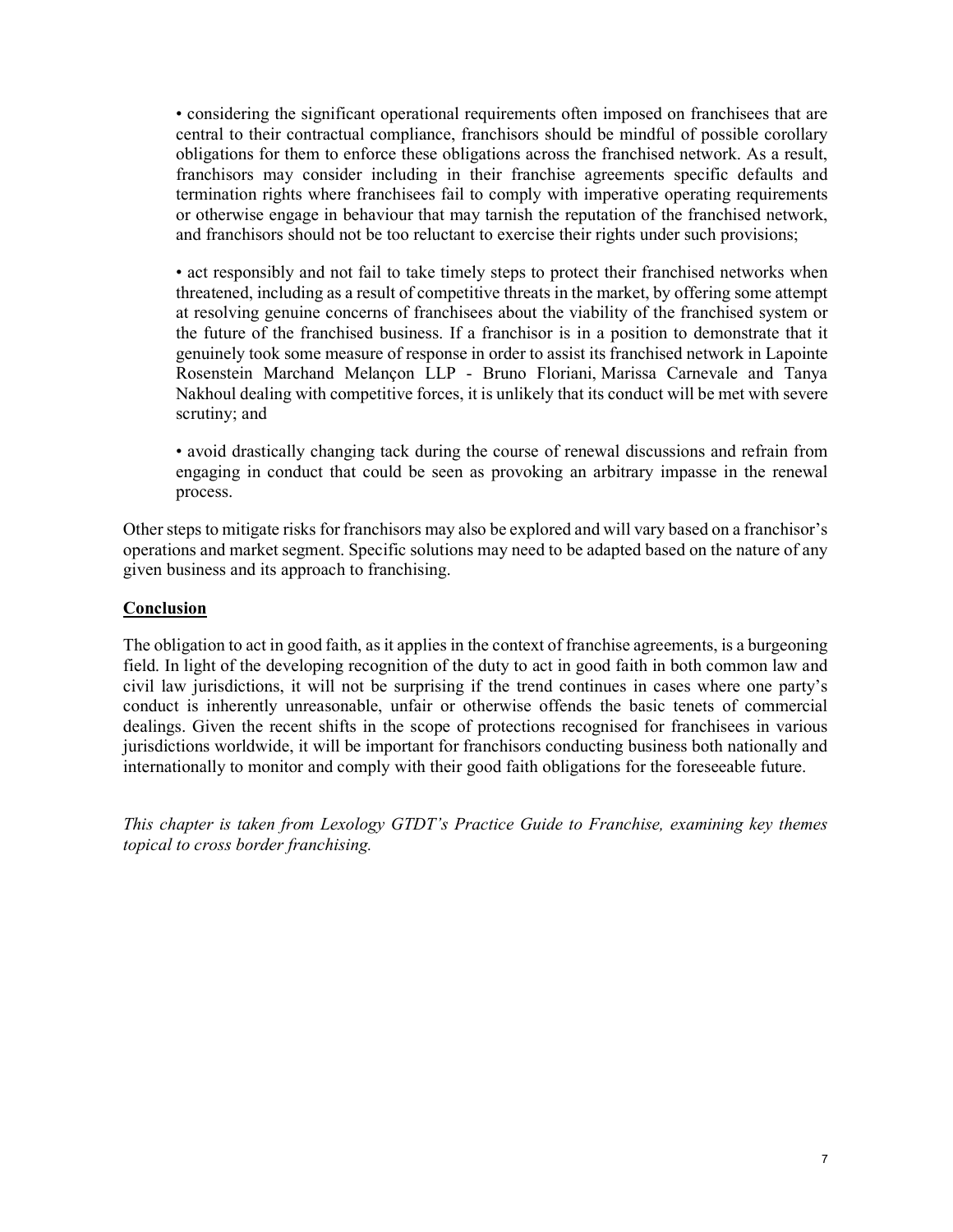- considering the significant operational requirements often imposed on franchisees that are central to their contractual compliance, franchisors should be mindful of possible corollary obligations for them to enforce these obligations across the franchised network. As a result, franchisors may consider including in their franchise agreements specific defaults and termination rights where franchisees fail to comply with imperative operating requirements or otherwise engage in behaviour that may tarnish the reputation of the franchised network, and franchisors should not be too reluctant to exercise their rights under such provisions;

- act responsibly and not fail to take timely steps to protect their franchised networks when threatened, including as a result of competitive threats in the market, by offering some attempt at resolving genuine concerns of franchisees about the viability of the franchised system or the future of the franchised business. If a franchisor is in a position to demonstrate that it genuinely took some measure of response in order to assist its franchised network in Lapointe Rosenstein Marchand Melançon LLP - Bruno Floriani, Marissa Carnevale and Tanya Nakhoul dealing with competitive forces, it is unlikely that its conduct will be met with severe scrutiny; and

- avoid drastically changing tack during the course of renewal discussions and refrain from engaging in conduct that could be seen as provoking an arbitrary impasse in the renewal process.

Other steps to mitigate risks for franchisors may also be explored and will vary based on a franchisor's operations and market segment. Specific solutions may need to be adapted based on the nature of any given business and its approach to franchising.

## Conclusion

The obligation to act in good faith, as it applies in the context of franchise agreements, is a burgeoning field. In light of the developing recognition of the duty to act in good faith in both common law and civil law jurisdictions, it will not be surprising if the trend continues in cases where one party's conduct is inherently unreasonable, unfair or otherwise offends the basic tenets of commercial dealings. Given the recent shifts in the scope of protections recognised for franchisees in various jurisdictions worldwide, it will be important for franchisors conducting business both nationally and internationally to monitor and comply with their good faith obligations for the foreseeable future.

*This chapter is taken from Lexology GTDT's Practice Guide to Franchise, examining key themes topical to cross border franchising.*